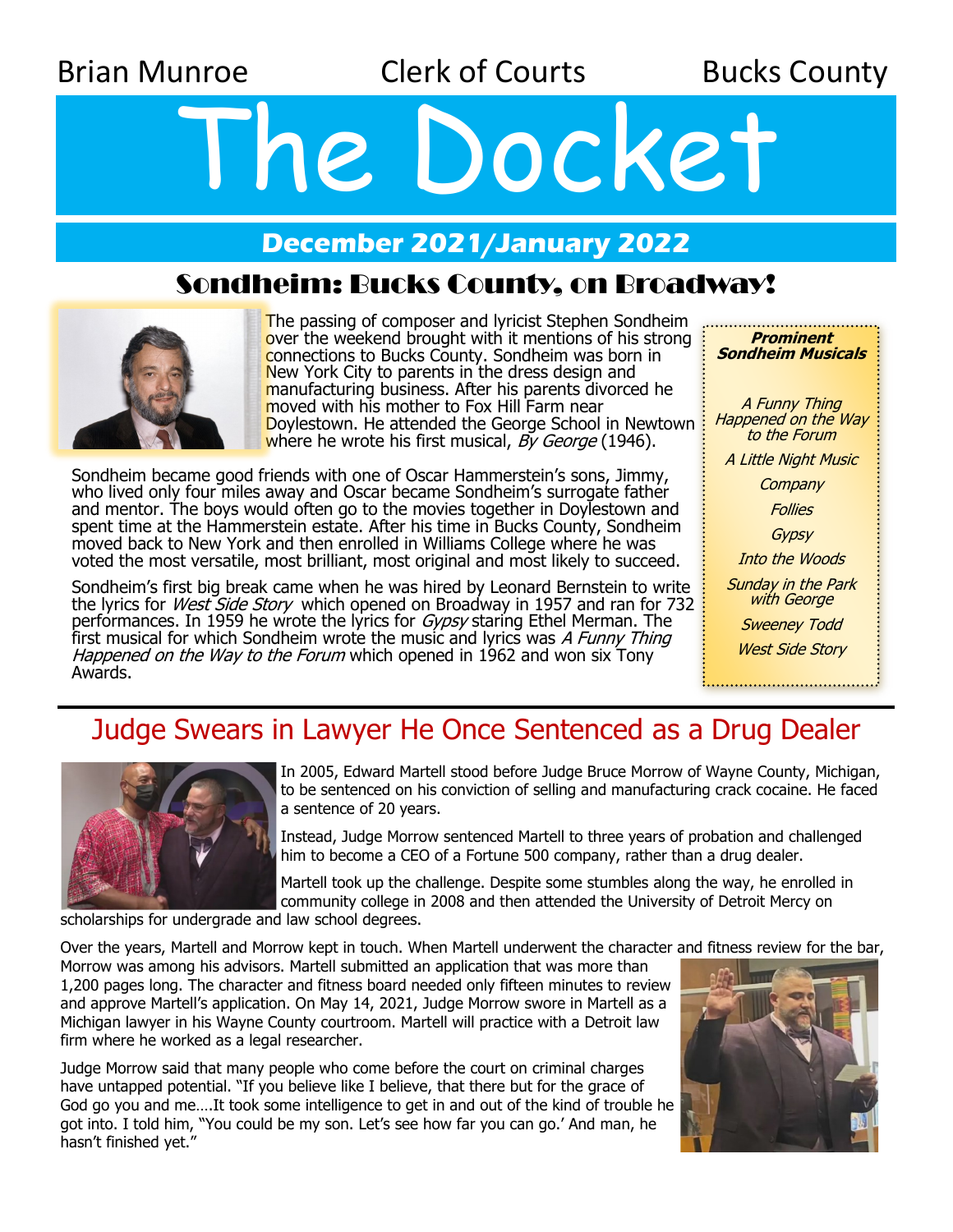Brian Munroe | Clerk of Courts | Bucks County

# The Docket

**December 2021/January 2022**

## Sondheim: Bucks County, on Broadway!

The passing of composer and lyricist Stephen Sondheim over the weekend brought with it mentions of his strong connections to Bucks County. Sondheim was born in New York City to parents in the dress design and manufacturing business. After his parents divorced he moved with his mother to Fox Hill Farm near Doylestown. He attended the George School in Newtown where he wrote his first musical, *By George* (1946).

Sondheim became good friends with one of Oscar Hammerstein's sons, Jimmy, who lived only four miles away and Oscar became Sondheim's surrogate father and mentor. The boys would often go to the movies together in Doylestown and spent time at the Hammerstein estate. After his time in Bucks County, Sondheim moved back to New York and then enrolled in Williams College where he was voted the most versatile, most brilliant, most original and most likely to succeed.

Sondheim's first big break came when he was hired by Leonard Bernstein to write the lyrics for *West Side Story* which opened on Broadway in 1957 and ran for 732 performances. In 1959 he wrote the lyrics for *Gypsy* staring Ethel Merman. The first musical for which Sondheim wrote the music and lyrics was *A Funny Thing Happened on the Way to the Forum* which opened in 1962 and won six Tony Awards.

***Prominent Sondheim Musicals***

*A Funny Thing Happened on the Way to the Forum*

*A Little Night Music*

*Company*

*Follies*

*Gypsy*

*Into the Woods*

*Sunday in the Park with George*

*Sweeney Todd*

*West Side Story*

## Judge Swears in Lawyer He Once Sentenced as a Drug Dealer

In 2005, Edward Martell stood before Judge Bruce Morrow of Wayne County, Michigan, to be sentenced on his conviction of selling and manufacturing crack cocaine. He faced a sentence of 20 years.

Instead, Judge Morrow sentenced Martell to three years of probation and challenged him to become a CEO of a Fortune 500 company, rather than a drug dealer.

Martell took up the challenge. Despite some stumbles along the way, he enrolled in community college in 2008 and then attended the University of Detroit Mercy on scholarships for undergrade and law school degrees.

Over the years, Martell and Morrow kept in touch. When Martell underwent the character and fitness review for the bar, Morrow was among his advisors. Martell submitted an application that was more than 1,200 pages long. The character and fitness board needed only fifteen minutes to review and approve Martell's application. On May 14, 2021, Judge Morrow swore in Martell as a Michigan lawyer in his Wayne County courtroom. Martell will practice with a Detroit law firm where he worked as a legal researcher.

Judge Morrow said that many people who come before the court on criminal charges have untapped potential. "If you believe like I believe, that there but for the grace of God go you and me….It took some intelligence to get in and out of the kind of trouble he got into. I told him, "You could be my son. Let's see how far you can go.' And man, he hasn't finished yet."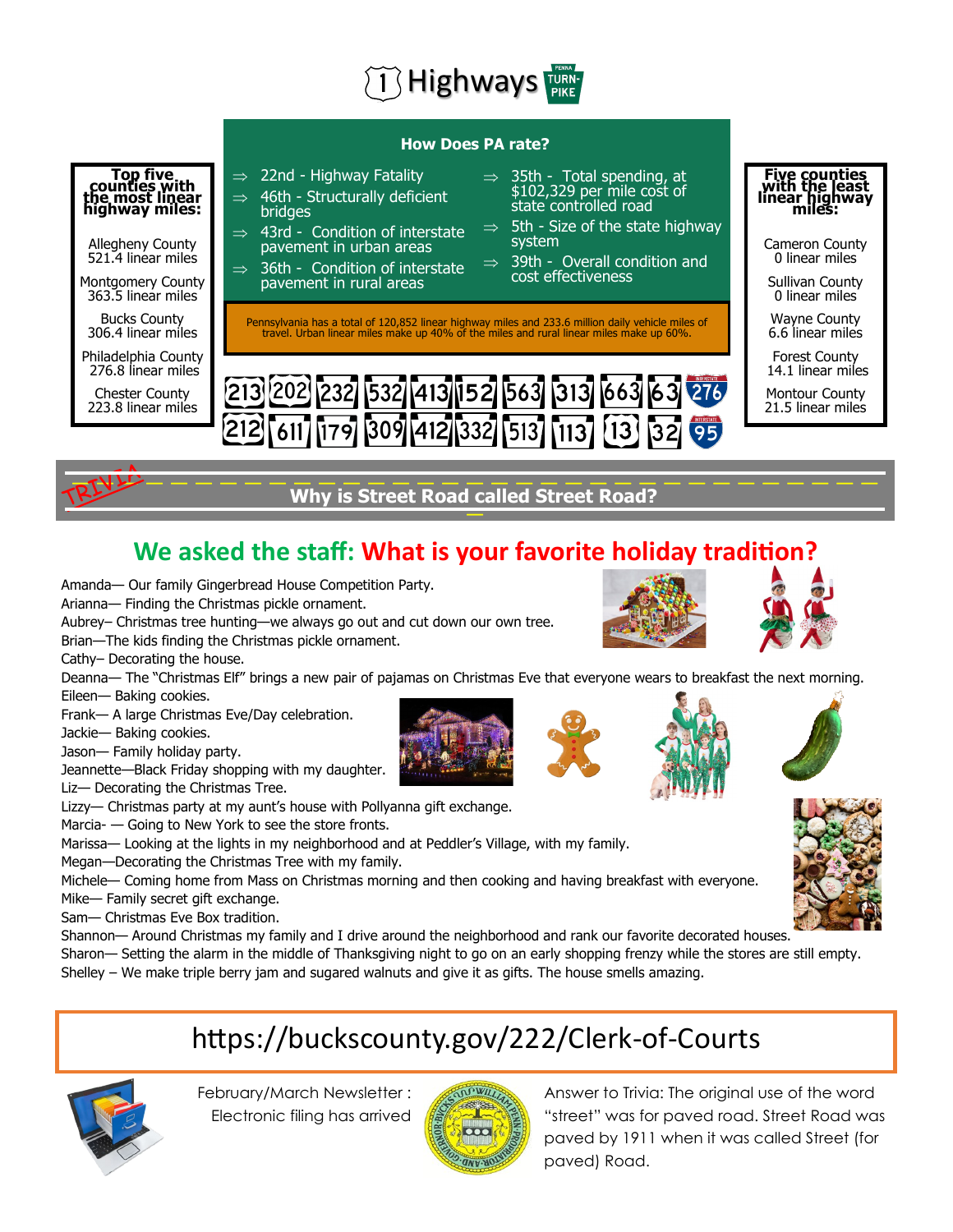# Highways

## How Does PA rate?

### Top five counties with the most linear highway miles:

Allegheny County
521.4 linear miles

Montgomery County
363.5 linear miles

Bucks County
306.4 linear miles

Philadelphia County
276.8 linear miles

Chester County
223.8 linear miles

- ⇒ 22nd - Highway Fatality
- ⇒ 46th - Structurally deficient bridges
- ⇒ 43rd - Condition of interstate pavement in urban areas
- ⇒ 36th - Condition of interstate pavement in rural areas
- ⇒ 35th - Total spending, at $102,329 per mile cost of state controlled road
- ⇒ 5th - Size of the state highway system
- ⇒ 39th - Overall condition and cost effectiveness

Pennsylvania has a total of 120,852 linear highway miles and 233.6 million daily vehicle miles of travel. Urban linear miles make up 40% of the miles and rural linear miles make up 60%.

213 202 232 532 413 152 563 313 663 63 276
212 611 179 309 412 332 513 113 13 32 95

### Five counties with the least linear highway miles:

Cameron County
0 linear miles

Sullivan County
0 linear miles

Wayne County
6.6 linear miles

Forest County
14.1 linear miles

Montour County
21.5 linear miles

TRIVIA

**Why is Street Road called Street Road?**

## We asked the staff: What is your favorite holiday tradition?

Amanda— Our family Gingerbread House Competition Party.
Arianna— Finding the Christmas pickle ornament.
Aubrey– Christmas tree hunting—we always go out and cut down our own tree.
Brian—The kids finding the Christmas pickle ornament.
Cathy– Decorating the house.
Deanna— The "Christmas Elf" brings a new pair of pajamas on Christmas Eve that everyone wears to breakfast the next morning.
Eileen— Baking cookies.
Frank— A large Christmas Eve/Day celebration.
Jackie— Baking cookies.
Jason— Family holiday party.
Jeannette—Black Friday shopping with my daughter.
Liz— Decorating the Christmas Tree.
Lizzy— Christmas party at my aunt's house with Pollyanna gift exchange.
Marcia- — Going to New York to see the store fronts.
Marissa— Looking at the lights in my neighborhood and at Peddler's Village, with my family.
Megan—Decorating the Christmas Tree with my family.
Michele— Coming home from Mass on Christmas morning and then cooking and having breakfast with everyone.
Mike— Family secret gift exchange.
Sam— Christmas Eve Box tradition.
Shannon— Around Christmas my family and I drive around the neighborhood and rank our favorite decorated houses.
Sharon— Setting the alarm in the middle of Thanksgiving night to go on an early shopping frenzy while the stores are still empty.
Shelley – We make triple berry jam and sugared walnuts and give it as gifts. The house smells amazing.

## https://buckscounty.gov/222/Clerk-of-Courts

February/March Newsletter :
Electronic filing has arrived

Answer to Trivia: The original use of the word "street" was for paved road. Street Road was paved by 1911 when it was called Street (for paved) Road.